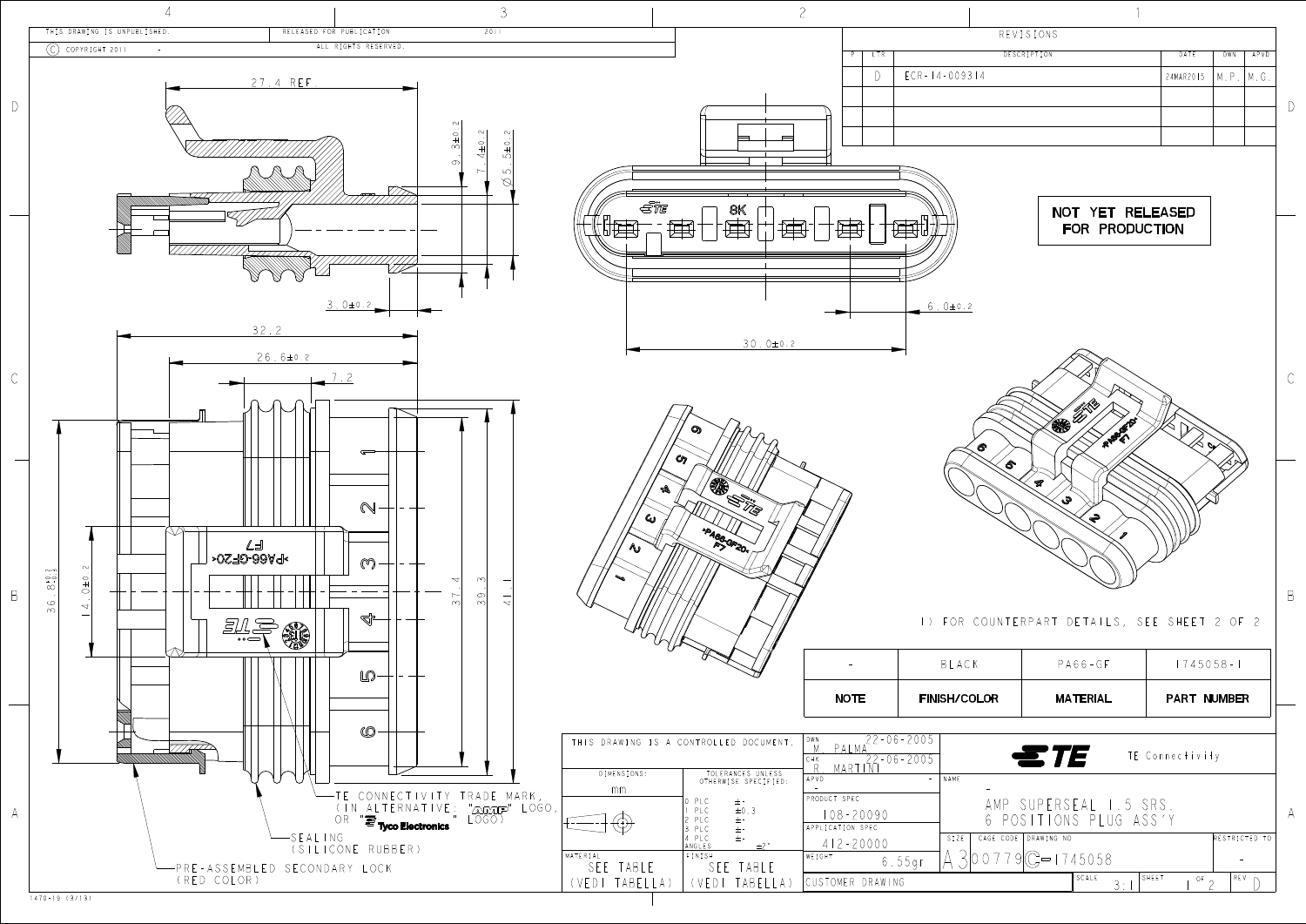THIS DRAWING IS UNPUBLISHED. © COPYRIGHT 2011

RELEASED FOR PUBLICATION 2011 ALL RIGHTS RESERVED.

## REVISIONS

| P | LTR | DESCRIPTION | DATE | DWN | APVD |
|---|---|---|---|---|---|
| | D | ECR-14-009314 | 24MAR2015 | M.P. | M.G. |

**NOT YET RELEASED FOR PRODUCTION**

27.4 REF

9.3±0.2

7.4±0.2

Ø5.5±0.2

3.0±0.2

30.0±0.2

6.0±0.2

32.2

26.6±0.2

7.2

36.8 +0.2/−0.2

14.0±0.2

37.4

39.3

41.1

- TE CONNECTIVITY TRADE MARK, (IN ALTERNATIVE: "AMP" LOGO, OR "Tyco Electronics" LOGO)
- SEALING (SILICONE RUBBER)
- PRE-ASSEMBLED SECONDARY LOCK (RED COLOR)

1) FOR COUNTERPART DETAILS, SEE SHEET 2 OF 2

| NOTE | FINISH/COLOR | MATERIAL | PART NUMBER |
|---|---|---|---|
| - | BLACK | PA66-GF | 1745058-1 |

THIS DRAWING IS A CONTROLLED DOCUMENT.

DIMENSIONS: mm

TOLERANCES UNLESS OTHERWISE SPECIFIED:
- 0 PLC ±-
- 1 PLC ±0.3
- 2 PLC ±-
- 3 PLC ±-
- 4 PLC ±-
- ANGLES ±2°

MATERIAL: SEE TABLE (VEDI TABELLA)

FINISH: SEE TABLE (VEDI TABELLA)

DWN: M. PALMA 22-06-2005

CHK: R. MARTINI 22-06-2005

APVD: -

PRODUCT SPEC: 108-20090

APPLICATION SPEC: 412-20000

WEIGHT: 6.55gr

TE Connectivity

NAME: AMP SUPERSEAL 1.5 SRS. 6 POSITIONS PLUG ASS'Y

SIZE: A3 | CAGE CODE: 00779 | DRAWING NO: C-1745058 | RESTRICTED TO: -

CUSTOMER DRAWING | SCALE: 3:1 | SHEET 1 OF 2 | REV D

1470-19 (3/13)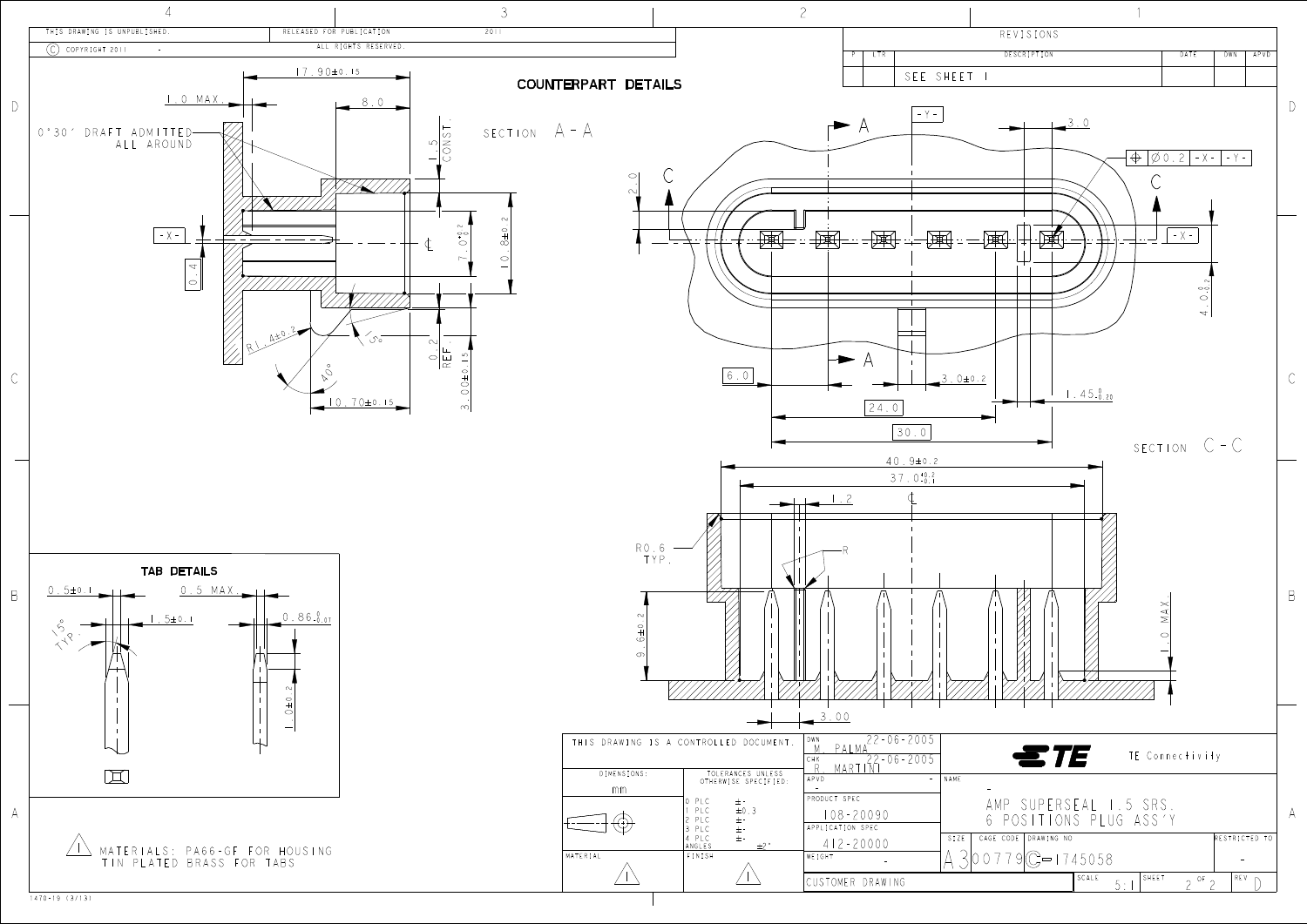THIS DRAWING IS UNPUBLISHED. © COPYRIGHT 2011

RELEASED FOR PUBLICATION 2011 ALL RIGHTS RESERVED.

| P | LTR | DESCRIPTION | DATE | DWN | APVD |
|---|---|---|---|---|---|
| | | SEE SHEET 1 | | | |

## COUNTERPART DETAILS

SECTION A - A

17.90±0.15, 1.0 MAX., 8.0, 0°30' DRAFT ADMITTED ALL AROUND, 1.5 CONST., -X-, 0.4, 7.0 $^{+0.2}_{0}$, 10.8±0.2, R1.4±0.2, 15°, 40°, 0.2 REF., 3.00±0.15, 10.70±0.15

SECTION C - C

-Y-, 3.0, ⌖ Ø0.2 -X- -Y-, 2.0, -X-, 4.0 $^{0}_{-0.2}$, 6.0, 3.0±0.2, 24.0, 30.0, 1.45 $^{0}_{-0.20}$

40.9±0.2, 37.0 $^{+0.2}_{-0.1}$, 1.2, R0.6 TYP., R, 9.6±0.2, 1.0 MAX., 3.00

## TAB DETAILS

0.5±0.1, 15° TYP., 1.5±0.1, 0.5 MAX., 0.86 $^{0}_{-0.07}$, 1.0±0.2

⚠1 MATERIALS: PA66-GF FOR HOUSING, TIN PLATED BRASS FOR TABS

THIS DRAWING IS A CONTROLLED DOCUMENT.

| | |
|---|---|
| DWN | M. PALMA 22-06-2005 |
| CHK | R. MARTINI 22-06-2005 |
| APVD | - |
| PRODUCT SPEC | 108-20090 |
| APPLICATION SPEC | 412-20000 |
| WEIGHT | - |

DIMENSIONS: mm

TOLERANCES UNLESS OTHERWISE SPECIFIED:

| | |
|---|---|
| 0 PLC | ±- |
| 1 PLC | ±0.3 |
| 2 PLC | ±- |
| 3 PLC | ±- |
| 4 PLC | ±- |
| ANGLES | ±2° |

MATERIAL ⚠1 FINISH ⚠1

TE Connectivity

NAME: - AMP SUPERSEAL 1.5 SRS. 6 POSITIONS PLUG ASS'Y

| SIZE | CAGE CODE | DRAWING NO | RESTRICTED TO |
|---|---|---|---|
| A3 | 00779 | C-1745058 | - |

SCALE 5:1 | SHEET 2 OF 2 | REV D

CUSTOMER DRAWING

1470-19 (3/13)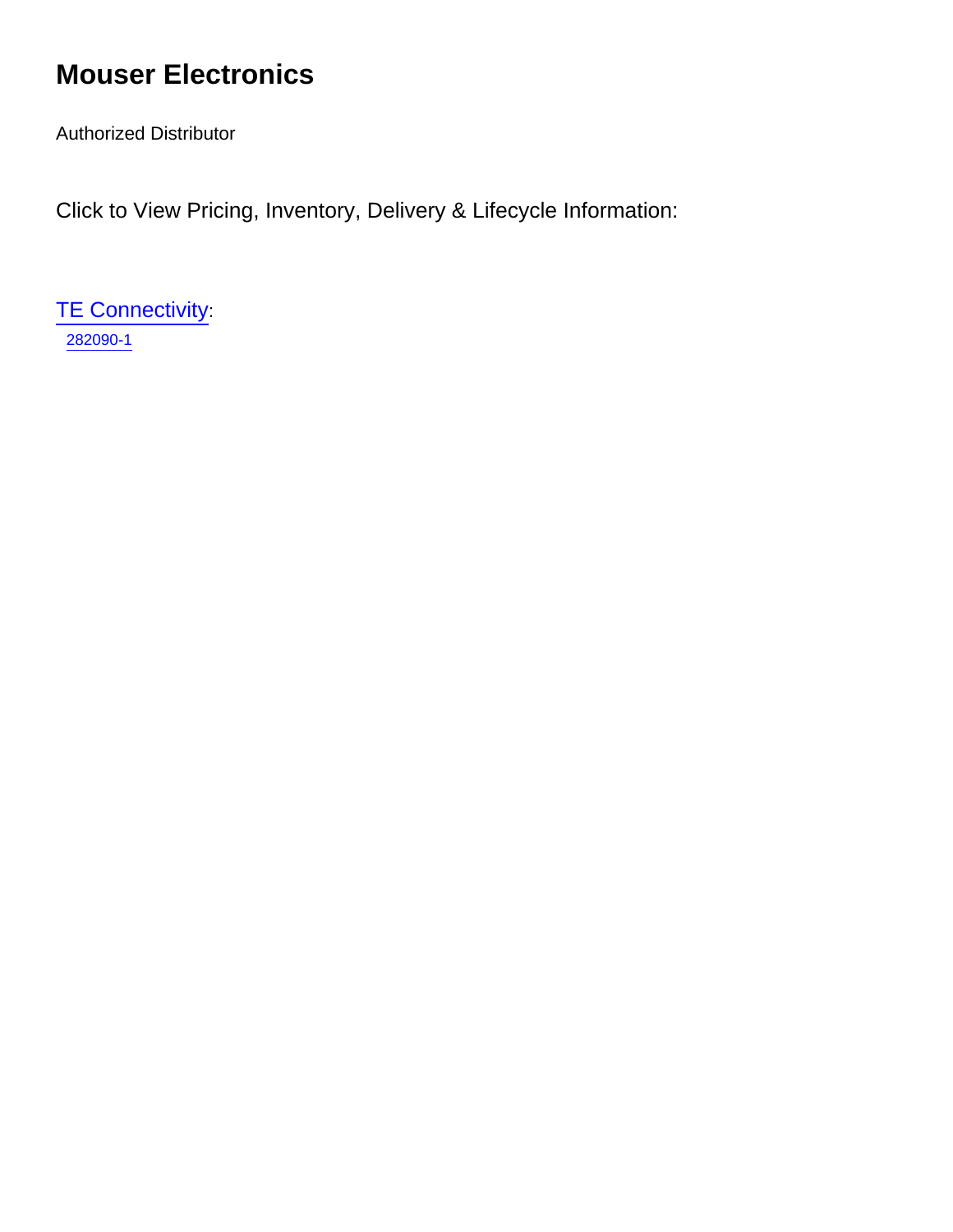# Mouser Electronics

Authorized Distributor

Click to View Pricing, Inventory, Delivery & Lifecycle Information:

TE Connectivity:

282090-1